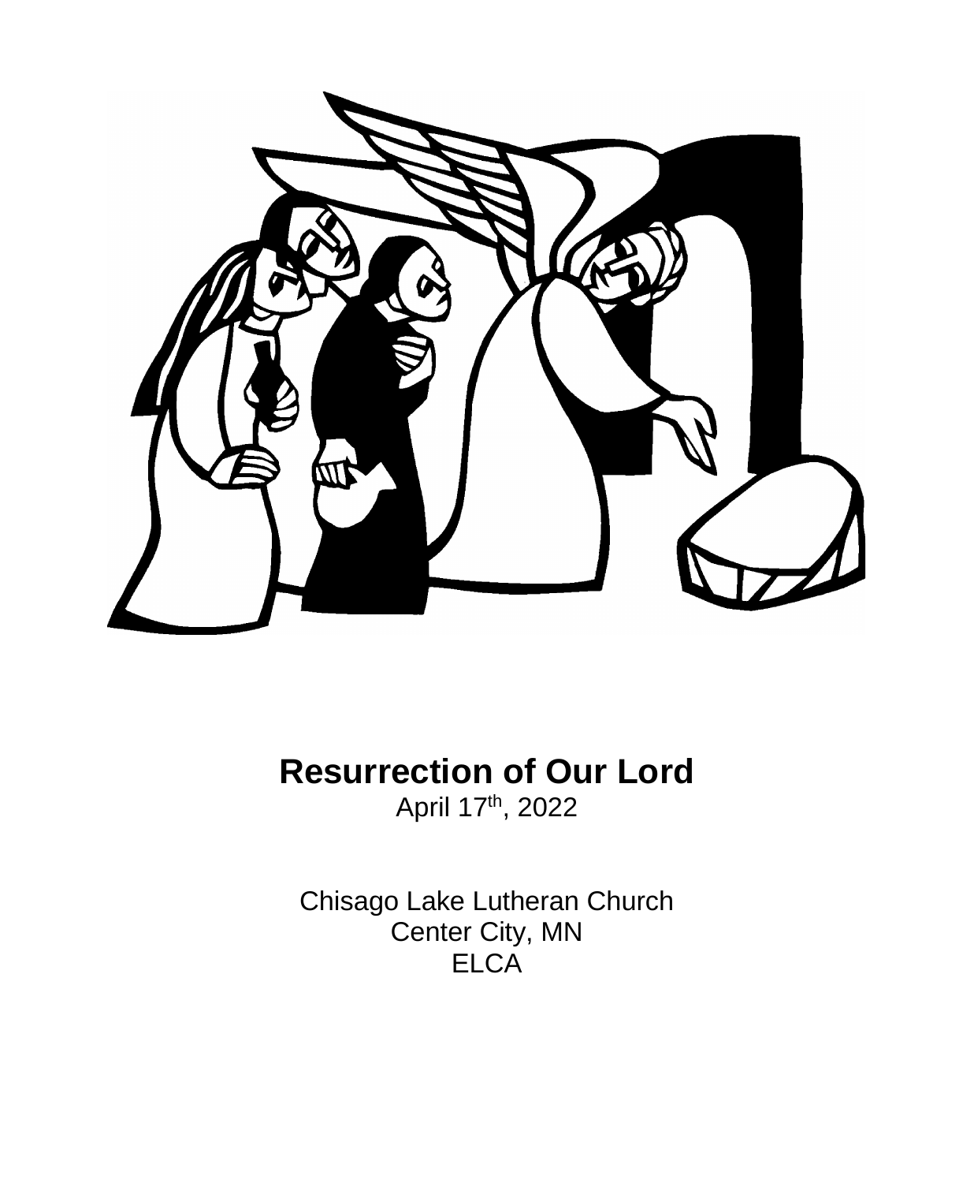# Resurrection of Our Lord

April 17th, 2022

Chisago Lake Lutheran Church
Center City, MN
ELCA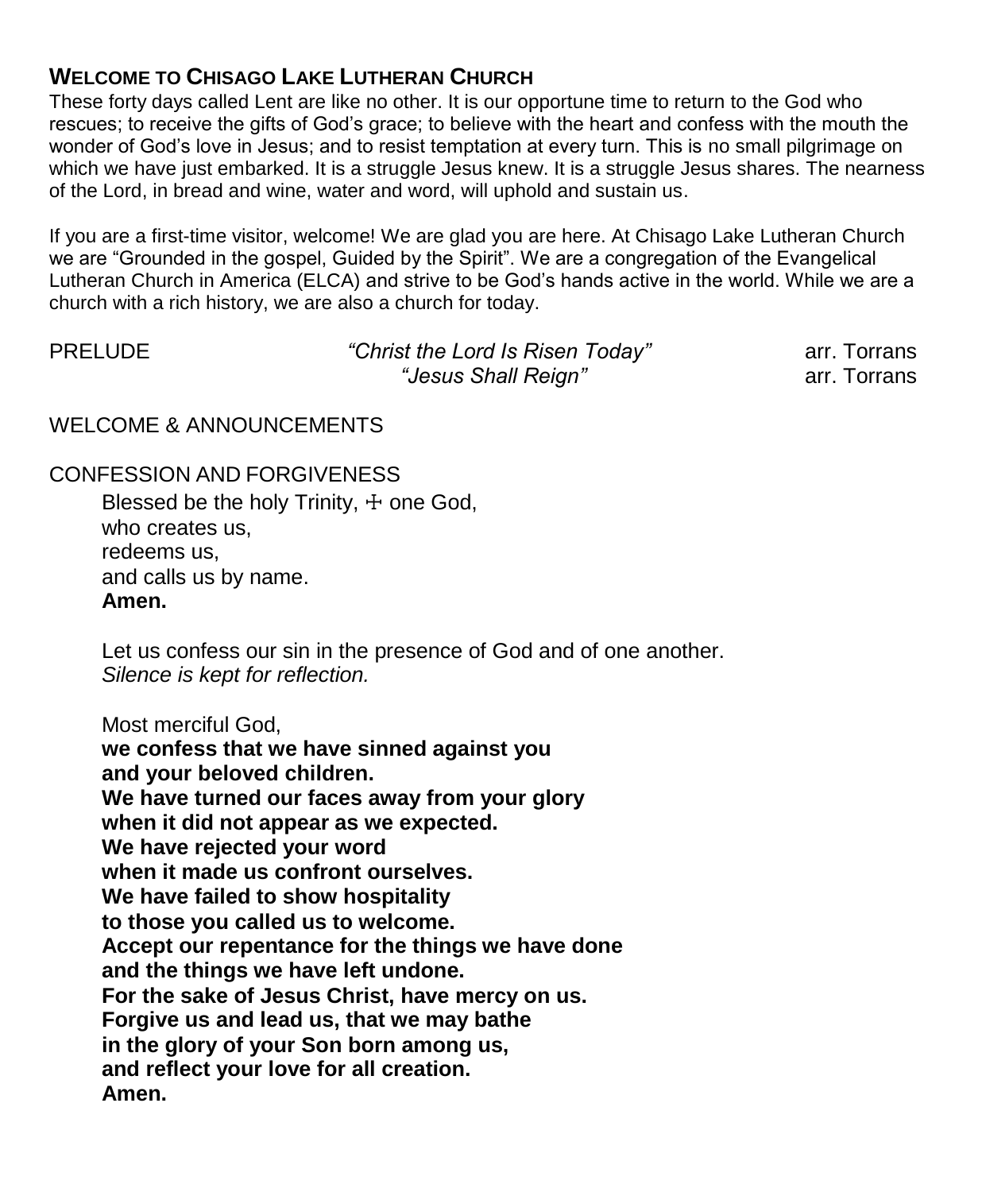## WELCOME TO CHISAGO LAKE LUTHERAN CHURCH

These forty days called Lent are like no other. It is our opportune time to return to the God who rescues; to receive the gifts of God's grace; to believe with the heart and confess with the mouth the wonder of God's love in Jesus; and to resist temptation at every turn. This is no small pilgrimage on which we have just embarked. It is a struggle Jesus knew. It is a struggle Jesus shares. The nearness of the Lord, in bread and wine, water and word, will uphold and sustain us.

If you are a first-time visitor, welcome! We are glad you are here. At Chisago Lake Lutheran Church we are "Grounded in the gospel, Guided by the Spirit". We are a congregation of the Evangelical Lutheran Church in America (ELCA) and strive to be God's hands active in the world. While we are a church with a rich history, we are also a church for today.

PRELUDE *"Christ the Lord Is Risen Today"* arr. Torrans
*"Jesus Shall Reign"* arr. Torrans

WELCOME & ANNOUNCEMENTS

CONFESSION AND FORGIVENESS

Blessed be the holy Trinity, ☩ one God,
who creates us,
redeems us,
and calls us by name.
**Amen.**

Let us confess our sin in the presence of God and of one another.
*Silence is kept for reflection.*

Most merciful God,
**we confess that we have sinned against you**
**and your beloved children.**
**We have turned our faces away from your glory**
**when it did not appear as we expected.**
**We have rejected your word**
**when it made us confront ourselves.**
**We have failed to show hospitality**
**to those you called us to welcome.**
**Accept our repentance for the things we have done**
**and the things we have left undone.**
**For the sake of Jesus Christ, have mercy on us.**
**Forgive us and lead us, that we may bathe**
**in the glory of your Son born among us,**
**and reflect your love for all creation.**
**Amen.**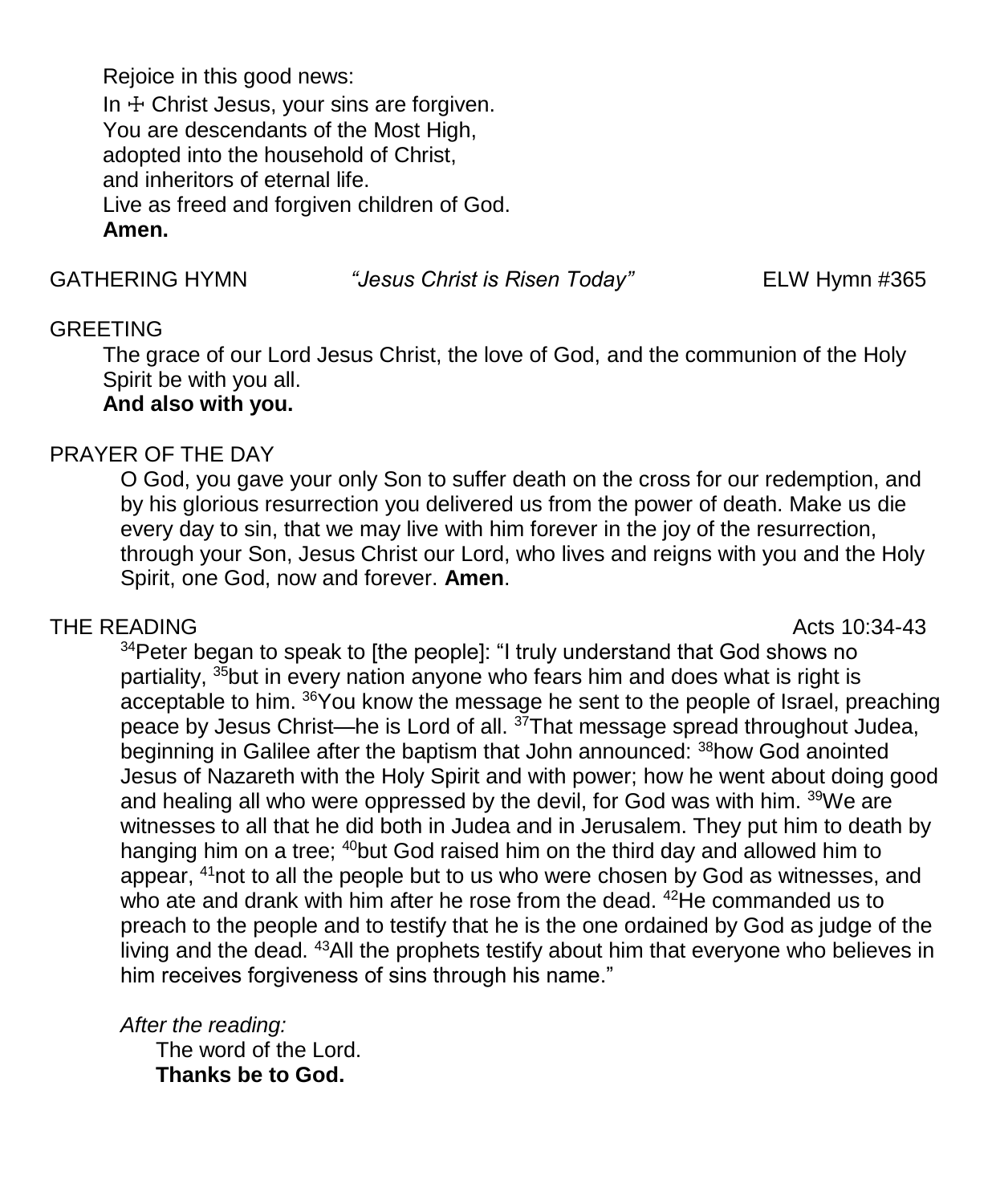Rejoice in this good news:
In ☩ Christ Jesus, your sins are forgiven.
You are descendants of the Most High,
adopted into the household of Christ,
and inheritors of eternal life.
Live as freed and forgiven children of God.
**Amen.**

GATHERING HYMN *"Jesus Christ is Risen Today"* ELW Hymn #365

GREETING

The grace of our Lord Jesus Christ, the love of God, and the communion of the Holy Spirit be with you all.
**And also with you.**

PRAYER OF THE DAY

O God, you gave your only Son to suffer death on the cross for our redemption, and by his glorious resurrection you delivered us from the power of death. Make us die every day to sin, that we may live with him forever in the joy of the resurrection, through your Son, Jesus Christ our Lord, who lives and reigns with you and the Holy Spirit, one God, now and forever. **Amen**.

THE READING Acts 10:34-43

[34]Peter began to speak to [the people]: "I truly understand that God shows no partiality, [35]but in every nation anyone who fears him and does what is right is acceptable to him. [36]You know the message he sent to the people of Israel, preaching peace by Jesus Christ—he is Lord of all. [37]That message spread throughout Judea, beginning in Galilee after the baptism that John announced: [38]how God anointed Jesus of Nazareth with the Holy Spirit and with power; how he went about doing good and healing all who were oppressed by the devil, for God was with him. [39]We are witnesses to all that he did both in Judea and in Jerusalem. They put him to death by hanging him on a tree; [40]but God raised him on the third day and allowed him to appear, [41]not to all the people but to us who were chosen by God as witnesses, and who ate and drank with him after he rose from the dead. [42]He commanded us to preach to the people and to testify that he is the one ordained by God as judge of the living and the dead. [43]All the prophets testify about him that everyone who believes in him receives forgiveness of sins through his name."

*After the reading:*

The word of the Lord.
**Thanks be to God.**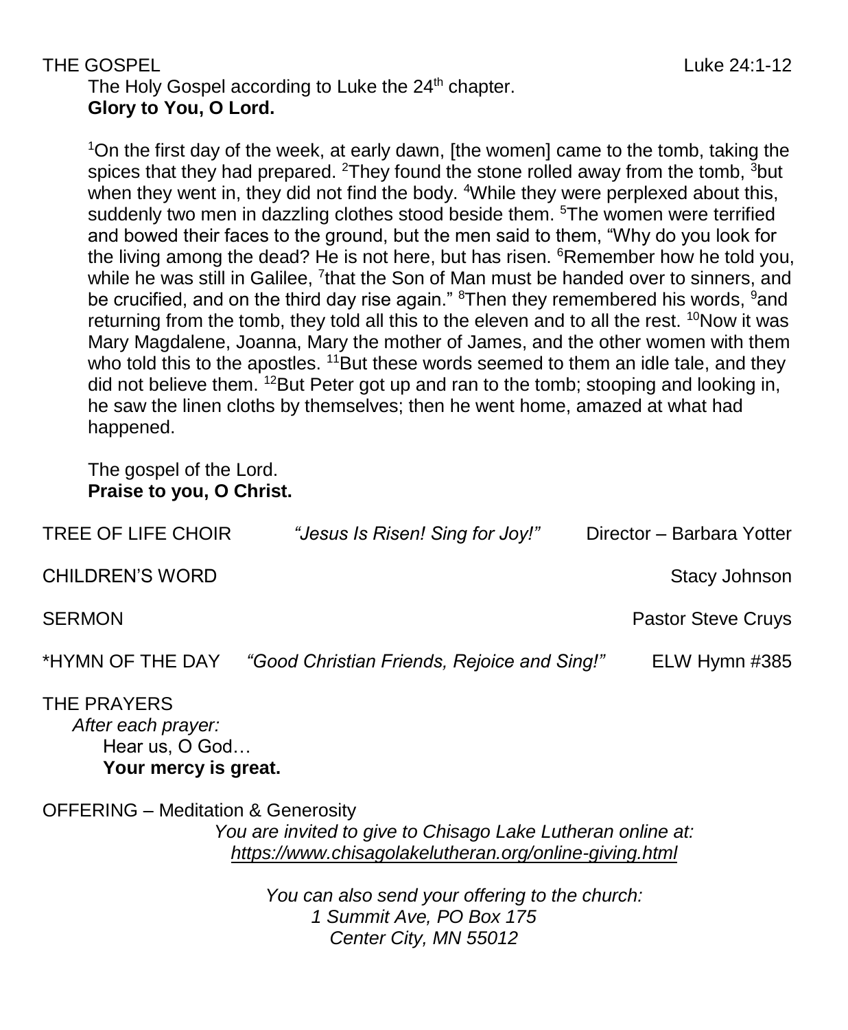THE GOSPEL Luke 24:1-12

The Holy Gospel according to Luke the 24th chapter.
**Glory to You, O Lord.**

[1]On the first day of the week, at early dawn, [the women] came to the tomb, taking the spices that they had prepared. [2]They found the stone rolled away from the tomb, [3]but when they went in, they did not find the body. [4]While they were perplexed about this, suddenly two men in dazzling clothes stood beside them. [5]The women were terrified and bowed their faces to the ground, but the men said to them, "Why do you look for the living among the dead? He is not here, but has risen. [6]Remember how he told you, while he was still in Galilee, [7]that the Son of Man must be handed over to sinners, and be crucified, and on the third day rise again." [8]Then they remembered his words, [9]and returning from the tomb, they told all this to the eleven and to all the rest. [10]Now it was Mary Magdalene, Joanna, Mary the mother of James, and the other women with them who told this to the apostles. [11]But these words seemed to them an idle tale, and they did not believe them. [12]But Peter got up and ran to the tomb; stooping and looking in, he saw the linen cloths by themselves; then he went home, amazed at what had happened.

The gospel of the Lord.
**Praise to you, O Christ.**

TREE OF LIFE CHOIR *"Jesus Is Risen! Sing for Joy!"* Director – Barbara Yotter

CHILDREN'S WORD Stacy Johnson

SERMON Pastor Steve Cruys

*HYMN OF THE DAY *"Good Christian Friends, Rejoice and Sing!"* ELW Hymn #385

THE PRAYERS
*After each prayer:*
Hear us, O God…
**Your mercy is great.**

OFFERING – Meditation & Generosity

*You are invited to give to Chisago Lake Lutheran online at:*
*https://www.chisagolakelutheran.org/online-giving.html*

*You can also send your offering to the church:*
*1 Summit Ave, PO Box 175*
*Center City, MN 55012*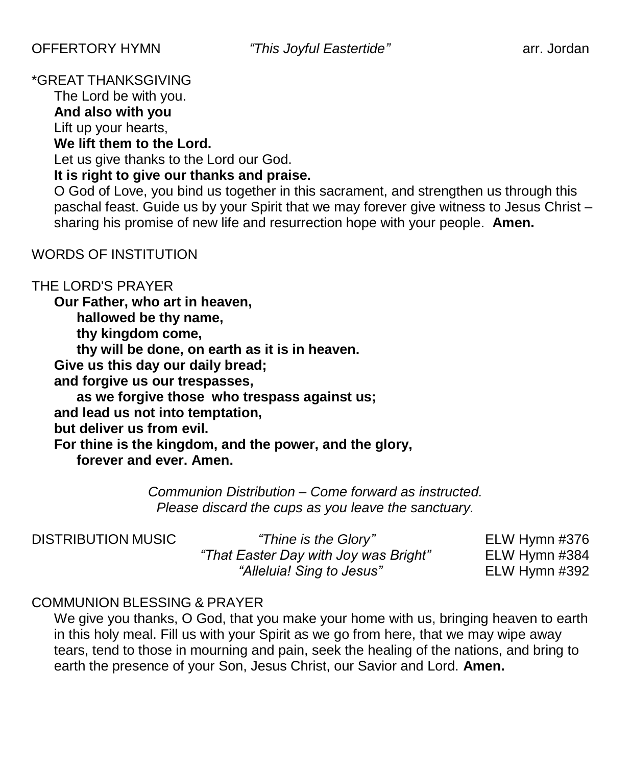OFFERTORY HYMN *"This Joyful Eastertide"* arr. Jordan

\*GREAT THANKSGIVING

The Lord be with you.
**And also with you**
Lift up your hearts,
**We lift them to the Lord.**
Let us give thanks to the Lord our God.
**It is right to give our thanks and praise.**
O God of Love, you bind us together in this sacrament, and strengthen us through this paschal feast. Guide us by your Spirit that we may forever give witness to Jesus Christ – sharing his promise of new life and resurrection hope with your people. **Amen.**

WORDS OF INSTITUTION

THE LORD'S PRAYER

**Our Father, who art in heaven,**
**hallowed be thy name,**
**thy kingdom come,**
**thy will be done, on earth as it is in heaven.**
**Give us this day our daily bread;**
**and forgive us our trespasses,**
**as we forgive those who trespass against us;**
**and lead us not into temptation,**
**but deliver us from evil.**
**For thine is the kingdom, and the power, and the glory,**
**forever and ever. Amen.**

*Communion Distribution – Come forward as instructed.*
*Please discard the cups as you leave the sanctuary.*

DISTRIBUTION MUSIC
*"Thine is the Glory"* ELW Hymn #376
*"That Easter Day with Joy was Bright"* ELW Hymn #384
*"Alleluia! Sing to Jesus"* ELW Hymn #392

COMMUNION BLESSING & PRAYER

We give you thanks, O God, that you make your home with us, bringing heaven to earth in this holy meal. Fill us with your Spirit as we go from here, that we may wipe away tears, tend to those in mourning and pain, seek the healing of the nations, and bring to earth the presence of your Son, Jesus Christ, our Savior and Lord. **Amen.**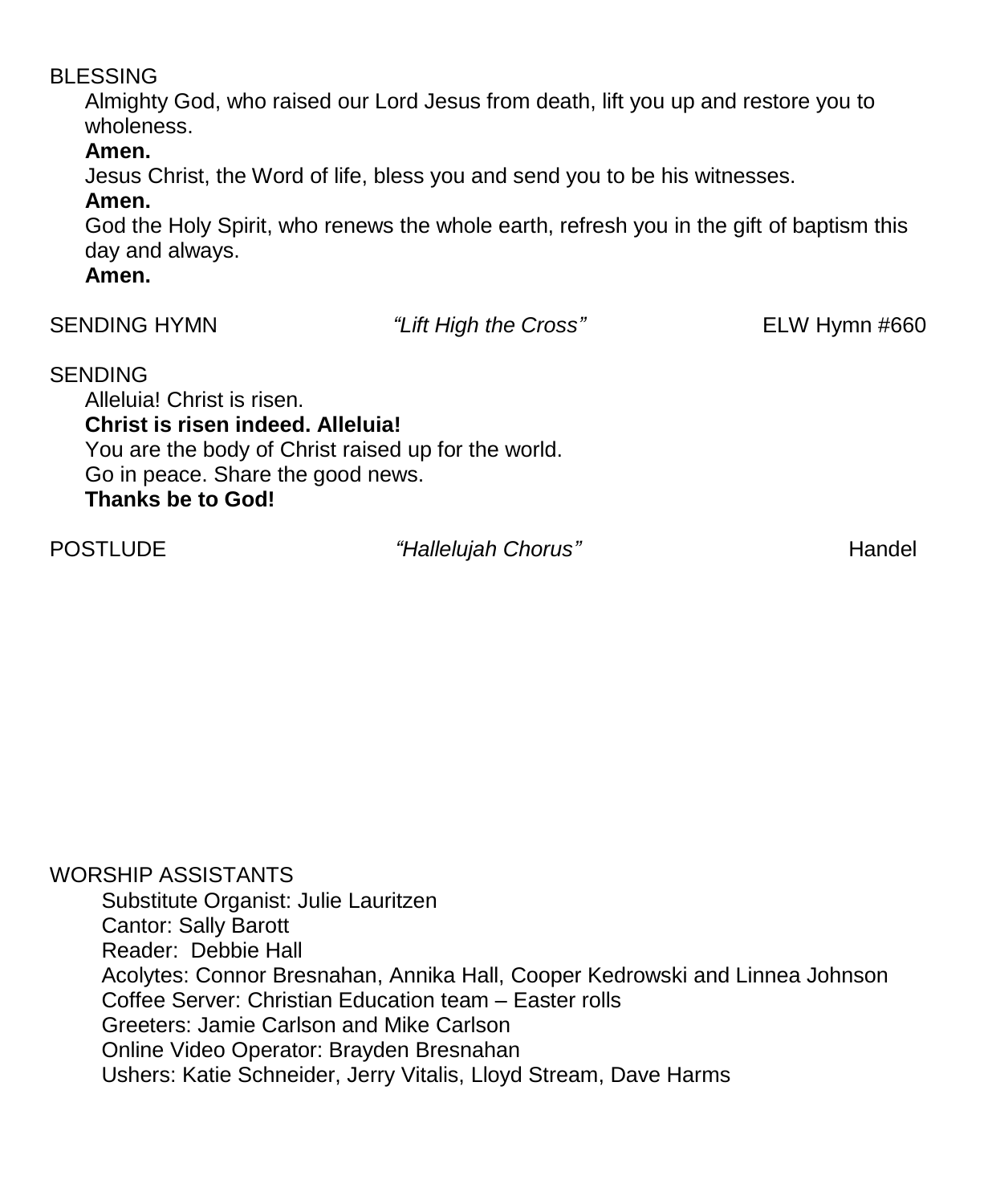BLESSING

Almighty God, who raised our Lord Jesus from death, lift you up and restore you to wholeness.

**Amen.**

Jesus Christ, the Word of life, bless you and send you to be his witnesses.

**Amen.**

God the Holy Spirit, who renews the whole earth, refresh you in the gift of baptism this day and always.

**Amen.**

SENDING HYMN *"Lift High the Cross"* ELW Hymn #660

SENDING

Alleluia! Christ is risen.

**Christ is risen indeed. Alleluia!**

You are the body of Christ raised up for the world.

Go in peace. Share the good news.

**Thanks be to God!**

POSTLUDE *"Hallelujah Chorus"* Handel

WORSHIP ASSISTANTS

Substitute Organist: Julie Lauritzen

Cantor: Sally Barott

Reader: Debbie Hall

Acolytes: Connor Bresnahan, Annika Hall, Cooper Kedrowski and Linnea Johnson

Coffee Server: Christian Education team – Easter rolls

Greeters: Jamie Carlson and Mike Carlson

Online Video Operator: Brayden Bresnahan

Ushers: Katie Schneider, Jerry Vitalis, Lloyd Stream, Dave Harms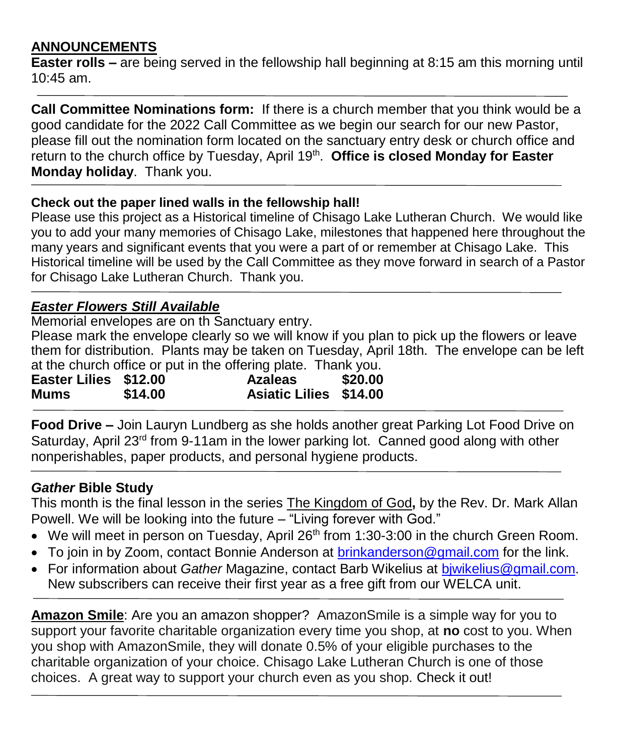## ANNOUNCEMENTS

**Easter rolls –** are being served in the fellowship hall beginning at 8:15 am this morning until 10:45 am.

---

**Call Committee Nominations form:** If there is a church member that you think would be a good candidate for the 2022 Call Committee as we begin our search for our new Pastor, please fill out the nomination form located on the sanctuary entry desk or church office and return to the church office by Tuesday, April 19th. **Office is closed Monday for Easter Monday holiday**. Thank you.

---

**Check out the paper lined walls in the fellowship hall!**

Please use this project as a Historical timeline of Chisago Lake Lutheran Church. We would like you to add your many memories of Chisago Lake, milestones that happened here throughout the many years and significant events that you were a part of or remember at Chisago Lake. This Historical timeline will be used by the Call Committee as they move forward in search of a Pastor for Chisago Lake Lutheran Church. Thank you.

---

***Easter Flowers Still Available***

Memorial envelopes are on th Sanctuary entry.

Please mark the envelope clearly so we will know if you plan to pick up the flowers or leave them for distribution. Plants may be taken on Tuesday, April 18th. The envelope can be left at the church office or put in the offering plate. Thank you.

| | | | |
|---|---|---|---|
| **Easter Lilies** | **$12.00** | **Azaleas** | **$20.00** |
| **Mums** | **$14.00** | **Asiatic Lilies** | **$14.00** |

---

**Food Drive –** Join Lauryn Lundberg as she holds another great Parking Lot Food Drive on Saturday, April 23rd from 9-11am in the lower parking lot. Canned good along with other nonperishables, paper products, and personal hygiene products.

---

***Gather* Bible Study**

This month is the final lesson in the series The Kingdom of God**,** by the Rev. Dr. Mark Allan Powell. We will be looking into the future – "Living forever with God."

- We will meet in person on Tuesday, April 26th from 1:30-3:00 in the church Green Room.
- To join in by Zoom, contact Bonnie Anderson at brinkanderson@gmail.com for the link.
- For information about *Gather* Magazine, contact Barb Wikelius at bjwikelius@gmail.com. New subscribers can receive their first year as a free gift from our WELCA unit.

---

**Amazon Smile**: Are you an amazon shopper? AmazonSmile is a simple way for you to support your favorite charitable organization every time you shop, at **no** cost to you. When you shop with AmazonSmile, they will donate 0.5% of your eligible purchases to the charitable organization of your choice. Chisago Lake Lutheran Church is one of those choices. A great way to support your church even as you shop. Check it out!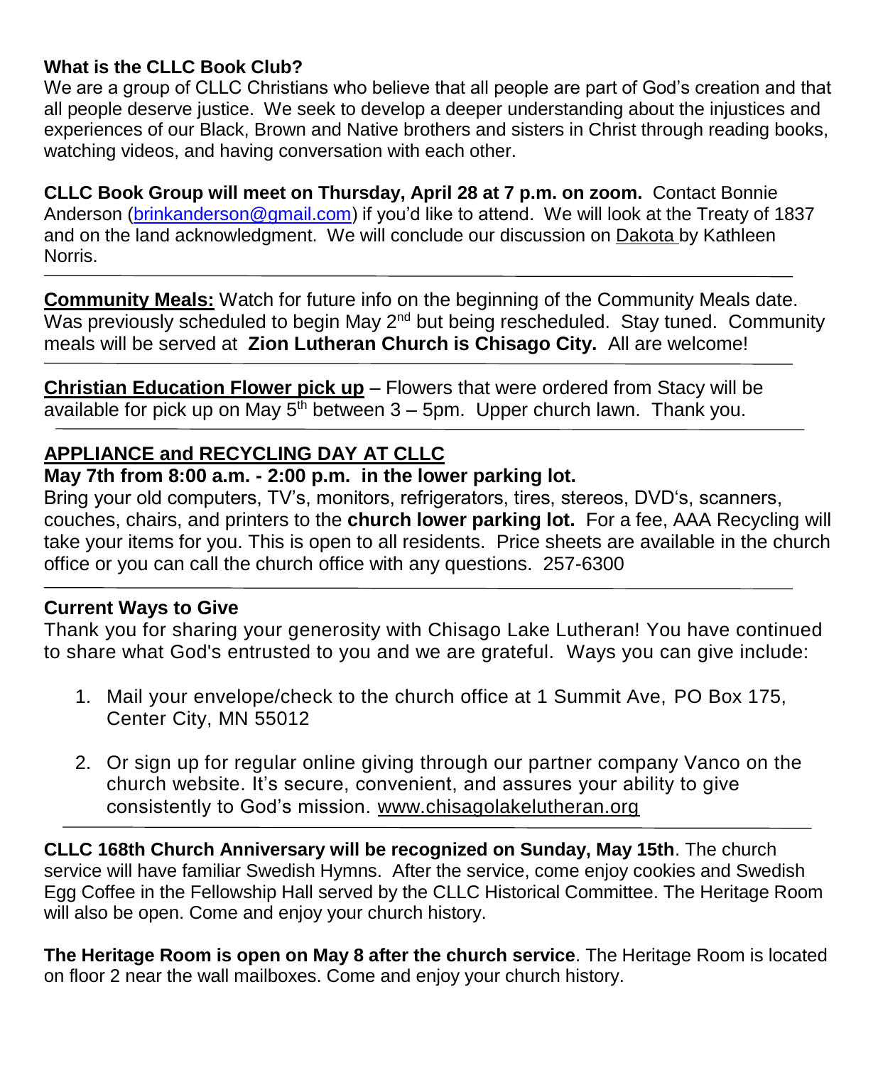**What is the CLLC Book Club?**

We are a group of CLLC Christians who believe that all people are part of God's creation and that all people deserve justice. We seek to develop a deeper understanding about the injustices and experiences of our Black, Brown and Native brothers and sisters in Christ through reading books, watching videos, and having conversation with each other.

**CLLC Book Group will meet on Thursday, April 28 at 7 p.m. on zoom.** Contact Bonnie Anderson (brinkanderson@gmail.com) if you'd like to attend. We will look at the Treaty of 1837 and on the land acknowledgment. We will conclude our discussion on Dakota by Kathleen Norris.

---

**Community Meals:** Watch for future info on the beginning of the Community Meals date. Was previously scheduled to begin May 2nd but being rescheduled. Stay tuned. Community meals will be served at **Zion Lutheran Church is Chisago City.** All are welcome!

---

**Christian Education Flower pick up** – Flowers that were ordered from Stacy will be available for pick up on May 5th between 3 – 5pm. Upper church lawn. Thank you.

---

**APPLIANCE and RECYCLING DAY AT CLLC**

**May 7th from 8:00 a.m. - 2:00 p.m. in the lower parking lot.**

Bring your old computers, TV's, monitors, refrigerators, tires, stereos, DVD's, scanners, couches, chairs, and printers to the **church lower parking lot.** For a fee, AAA Recycling will take your items for you. This is open to all residents. Price sheets are available in the church office or you can call the church office with any questions. 257-6300

---

**Current Ways to Give**

Thank you for sharing your generosity with Chisago Lake Lutheran! You have continued to share what God's entrusted to you and we are grateful. Ways you can give include:

1. Mail your envelope/check to the church office at 1 Summit Ave, PO Box 175, Center City, MN 55012
2. Or sign up for regular online giving through our partner company Vanco on the church website. It's secure, convenient, and assures your ability to give consistently to God's mission. www.chisagolakelutheran.org

---

**CLLC 168th Church Anniversary will be recognized on Sunday, May 15th**. The church service will have familiar Swedish Hymns. After the service, come enjoy cookies and Swedish Egg Coffee in the Fellowship Hall served by the CLLC Historical Committee. The Heritage Room will also be open. Come and enjoy your church history.

**The Heritage Room is open on May 8 after the church service**. The Heritage Room is located on floor 2 near the wall mailboxes. Come and enjoy your church history.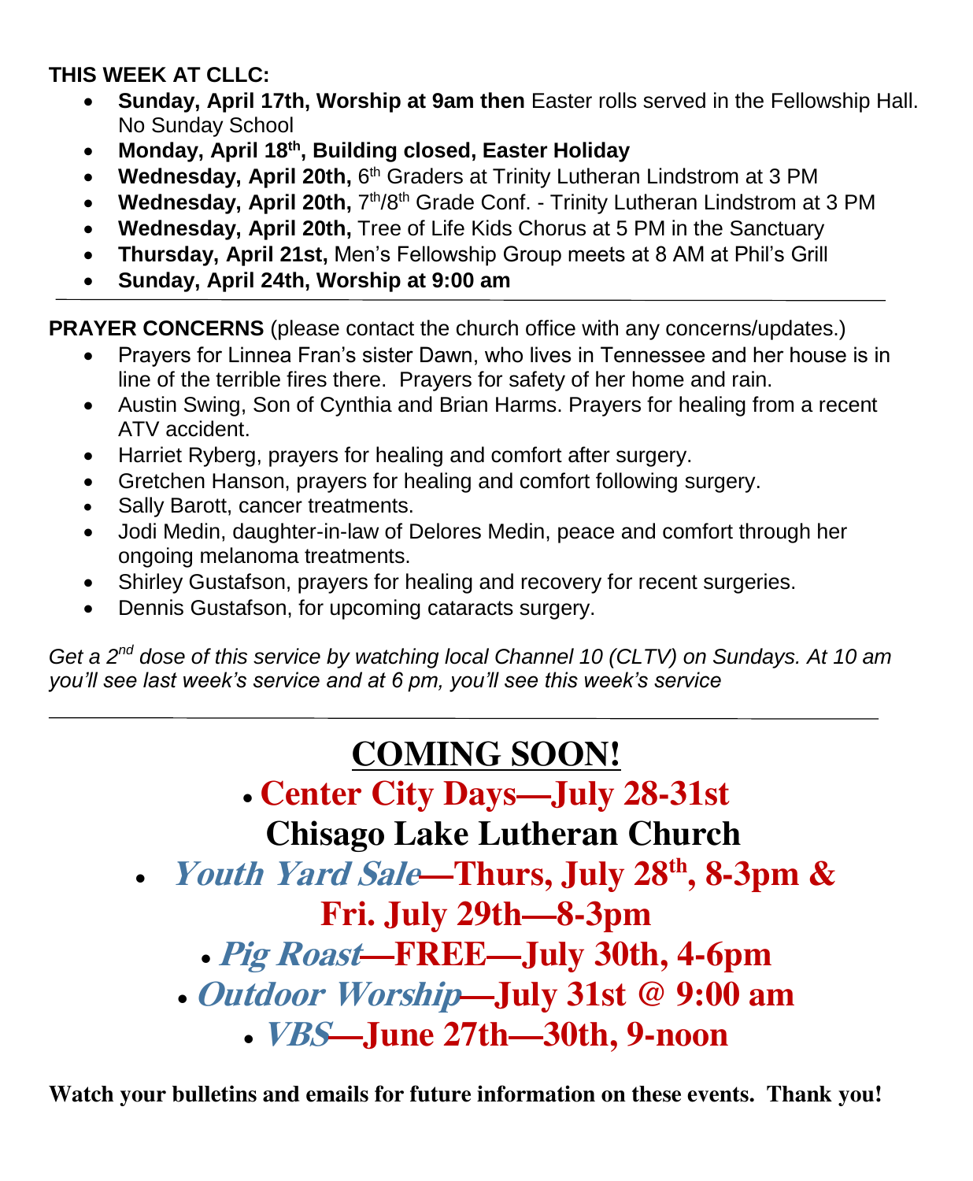**THIS WEEK AT CLLC:**

- **Sunday, April 17th, Worship at 9am then** Easter rolls served in the Fellowship Hall. No Sunday School
- **Monday, April 18th, Building closed, Easter Holiday**
- **Wednesday, April 20th,** 6th Graders at Trinity Lutheran Lindstrom at 3 PM
- **Wednesday, April 20th,** 7th/8th Grade Conf. - Trinity Lutheran Lindstrom at 3 PM
- **Wednesday, April 20th,** Tree of Life Kids Chorus at 5 PM in the Sanctuary
- **Thursday, April 21st,** Men's Fellowship Group meets at 8 AM at Phil's Grill
- **Sunday, April 24th, Worship at 9:00 am**

---

**PRAYER CONCERNS** (please contact the church office with any concerns/updates.)

- Prayers for Linnea Fran's sister Dawn, who lives in Tennessee and her house is in line of the terrible fires there. Prayers for safety of her home and rain.
- Austin Swing, Son of Cynthia and Brian Harms. Prayers for healing from a recent ATV accident.
- Harriet Ryberg, prayers for healing and comfort after surgery.
- Gretchen Hanson, prayers for healing and comfort following surgery.
- Sally Barott, cancer treatments.
- Jodi Medin, daughter-in-law of Delores Medin, peace and comfort through her ongoing melanoma treatments.
- Shirley Gustafson, prayers for healing and recovery for recent surgeries.
- Dennis Gustafson, for upcoming cataracts surgery.

*Get a 2nd dose of this service by watching local Channel 10 (CLTV) on Sundays. At 10 am you'll see last week's service and at 6 pm, you'll see this week's service*

---

# COMING SOON!

- **Center City Days—July 28-31st**

**Chisago Lake Lutheran Church**

- ***Youth Yard Sale*—Thurs, July 28th, 8-3pm & Fri. July 29th—8-3pm**
- ***Pig Roast*—FREE—July 30th, 4-6pm**
- ***Outdoor Worship*—July 31st @ 9:00 am**
- ***VBS*—June 27th—30th, 9-noon**

**Watch your bulletins and emails for future information on these events. Thank you!**